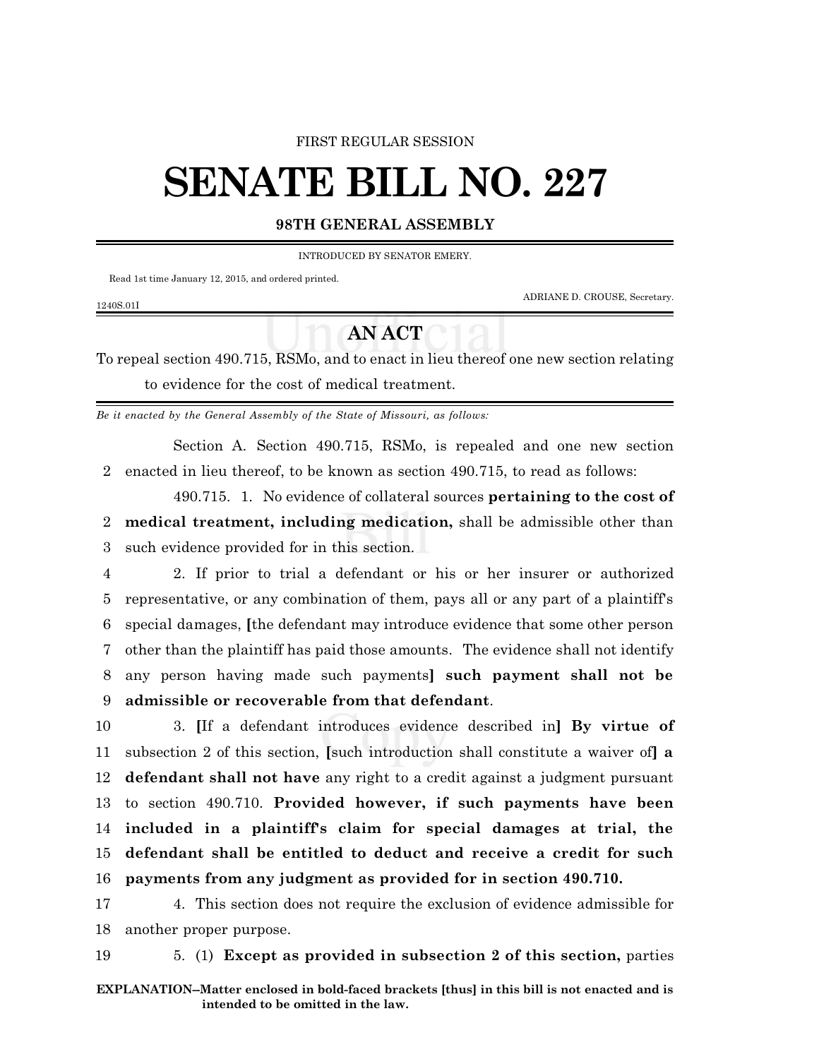FIRST REGULAR SESSION

# SENATE BILL NO. 227

**98TH GENERAL ASSEMBLY**

INTRODUCED BY SENATOR EMERY.

Read 1st time January 12, 2015, and ordered printed.

ADRIANE D. CROUSE, Secretary.

1240S.01I

## AN ACT

To repeal section 490.715, RSMo, and to enact in lieu thereof one new section relating to evidence for the cost of medical treatment.

*Be it enacted by the General Assembly of the State of Missouri, as follows:*

Section A. Section 490.715, RSMo, is repealed and one new section enacted in lieu thereof, to be known as section 490.715, to read as follows:

490.715. 1. No evidence of collateral sources **pertaining to the cost of medical treatment, including medication,** shall be admissible other than such evidence provided for in this section.

2. If prior to trial a defendant or his or her insurer or authorized representative, or any combination of them, pays all or any part of a plaintiff's special damages, **[**the defendant may introduce evidence that some other person other than the plaintiff has paid those amounts. The evidence shall not identify any person having made such payments**] such payment shall not be admissible or recoverable from that defendant**.

3. **[**If a defendant introduces evidence described in**] By virtue of** subsection 2 of this section, **[**such introduction shall constitute a waiver of**] a defendant shall not have** any right to a credit against a judgment pursuant to section 490.710. **Provided however, if such payments have been included in a plaintiff's claim for special damages at trial, the defendant shall be entitled to deduct and receive a credit for such payments from any judgment as provided for in section 490.710.**

4. This section does not require the exclusion of evidence admissible for another proper purpose.

5. (1) **Except as provided in subsection 2 of this section,** parties

**EXPLANATION–Matter enclosed in bold-faced brackets [thus] in this bill is not enacted and is intended to be omitted in the law.**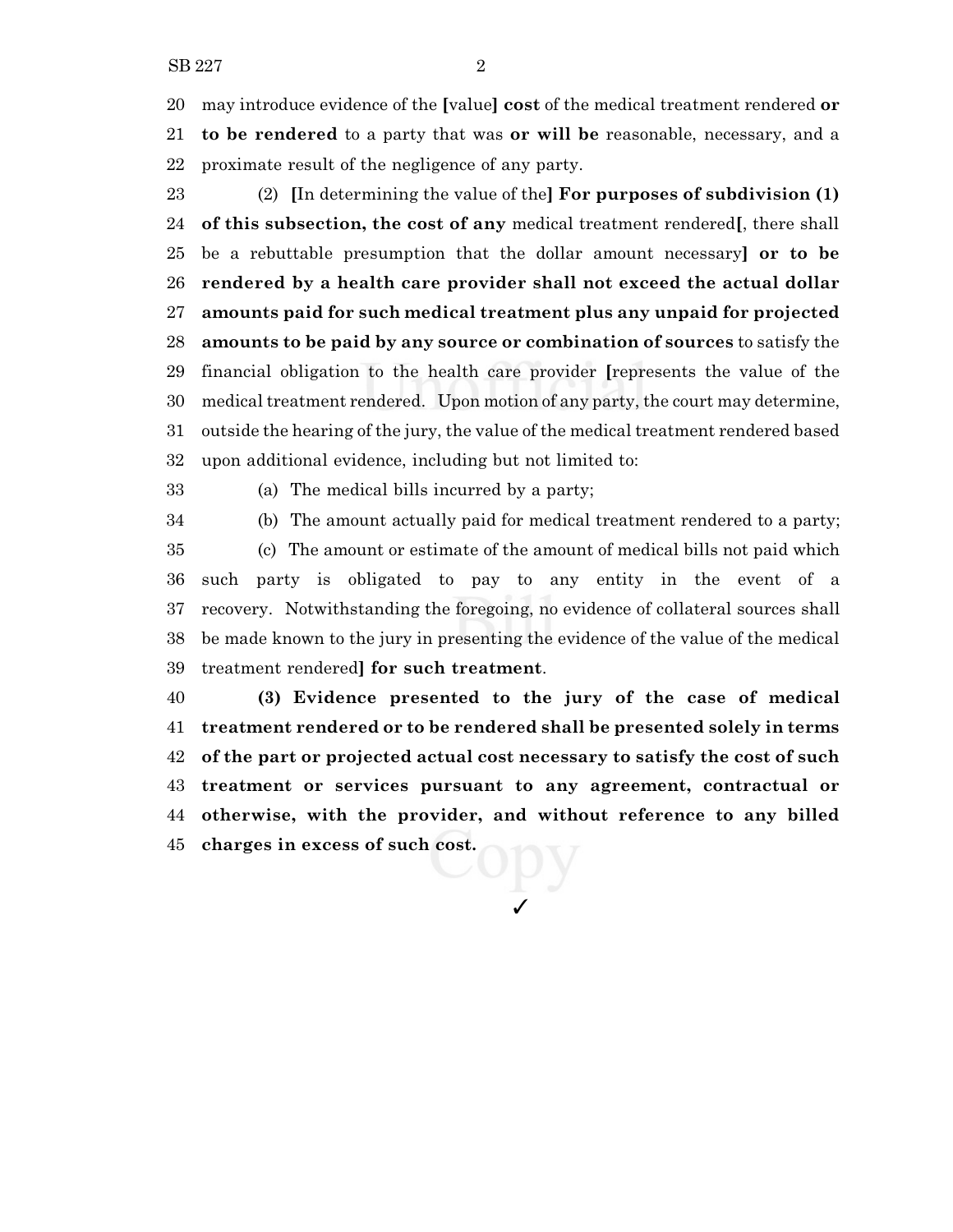may introduce evidence of the [value] **cost** of the medical treatment rendered **or to be rendered** to a party that was **or will be** reasonable, necessary, and a proximate result of the negligence of any party.

(2) [In determining the value of the] **For purposes of subdivision (1) of this subsection, the cost of any** medical treatment rendered[, there shall be a rebuttable presumption that the dollar amount necessary] **or to be rendered by a health care provider shall not exceed the actual dollar amounts paid for such medical treatment plus any unpaid for projected amounts to be paid by any source or combination of sources** to satisfy the financial obligation to the health care provider [represents the value of the medical treatment rendered. Upon motion of any party, the court may determine, outside the hearing of the jury, the value of the medical treatment rendered based upon additional evidence, including but not limited to:

(a) The medical bills incurred by a party;

(b) The amount actually paid for medical treatment rendered to a party;

(c) The amount or estimate of the amount of medical bills not paid which such party is obligated to pay to any entity in the event of a recovery. Notwithstanding the foregoing, no evidence of collateral sources shall be made known to the jury in presenting the evidence of the value of the medical treatment rendered] **for such treatment**.

**(3) Evidence presented to the jury of the case of medical treatment rendered or to be rendered shall be presented solely in terms of the part or projected actual cost necessary to satisfy the cost of such treatment or services pursuant to any agreement, contractual or otherwise, with the provider, and without reference to any billed charges in excess of such cost.**

✓